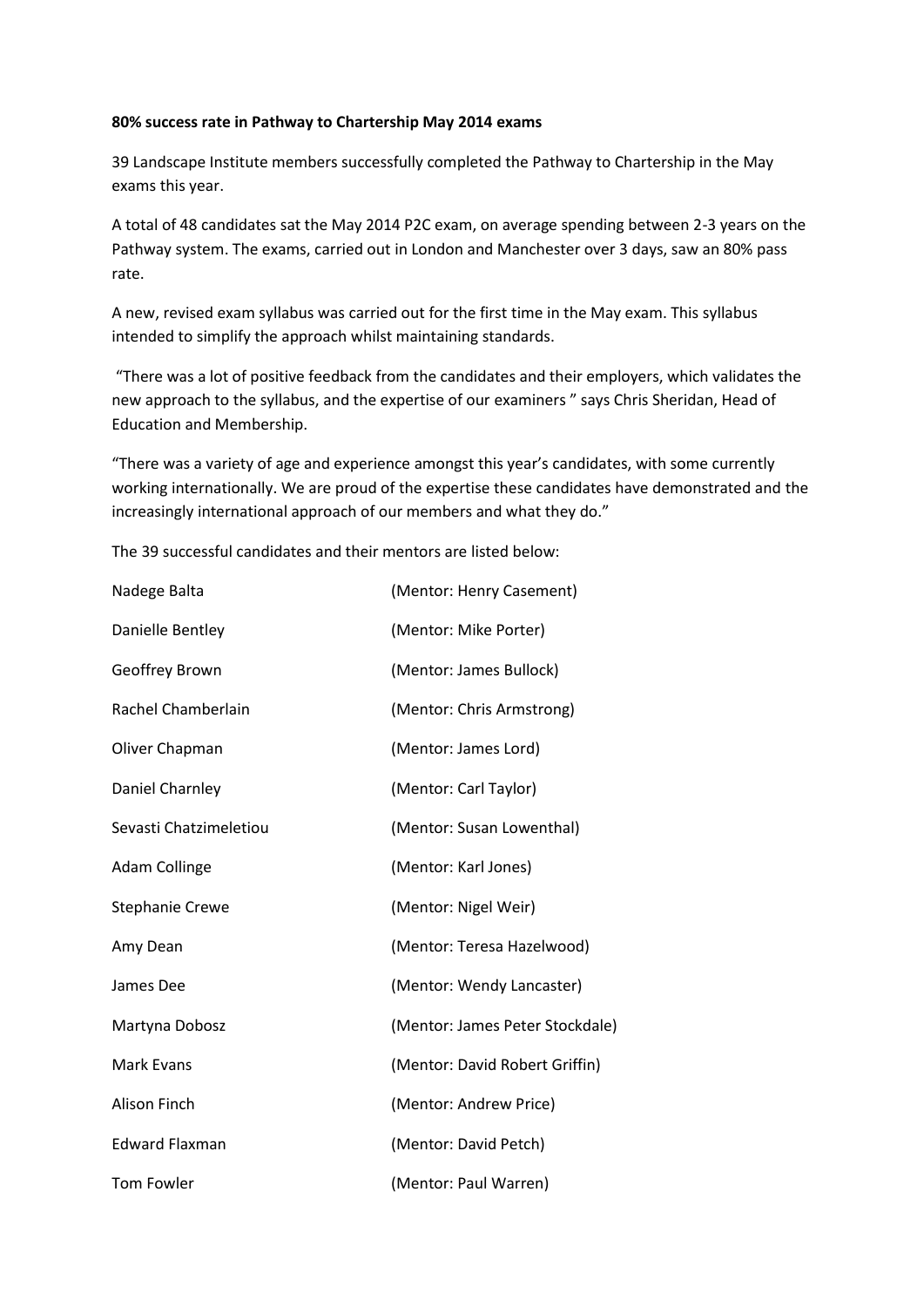**80% success rate in Pathway to Chartership May 2014 exams**

39 Landscape Institute members successfully completed the Pathway to Chartership in the May exams this year.

A total of 48 candidates sat the May 2014 P2C exam, on average spending between 2-3 years on the Pathway system. The exams, carried out in London and Manchester over 3 days, saw an 80% pass rate.

A new, revised exam syllabus was carried out for the first time in the May exam. This syllabus intended to simplify the approach whilst maintaining standards.

"There was a lot of positive feedback from the candidates and their employers, which validates the new approach to the syllabus, and the expertise of our examiners " says Chris Sheridan, Head of Education and Membership.

"There was a variety of age and experience amongst this year's candidates, with some currently working internationally. We are proud of the expertise these candidates have demonstrated and the increasingly international approach of our members and what they do."

The 39 successful candidates and their mentors are listed below:

| | |
|---|---|
| Nadege Balta | (Mentor: Henry Casement) |
| Danielle Bentley | (Mentor: Mike Porter) |
| Geoffrey Brown | (Mentor: James Bullock) |
| Rachel Chamberlain | (Mentor: Chris Armstrong) |
| Oliver Chapman | (Mentor: James Lord) |
| Daniel Charnley | (Mentor: Carl Taylor) |
| Sevasti Chatzimeletiou | (Mentor: Susan Lowenthal) |
| Adam Collinge | (Mentor: Karl Jones) |
| Stephanie Crewe | (Mentor: Nigel Weir) |
| Amy Dean | (Mentor: Teresa Hazelwood) |
| James Dee | (Mentor: Wendy Lancaster) |
| Martyna Dobosz | (Mentor: James Peter Stockdale) |
| Mark Evans | (Mentor: David Robert Griffin) |
| Alison Finch | (Mentor: Andrew Price) |
| Edward Flaxman | (Mentor: David Petch) |
| Tom Fowler | (Mentor: Paul Warren) |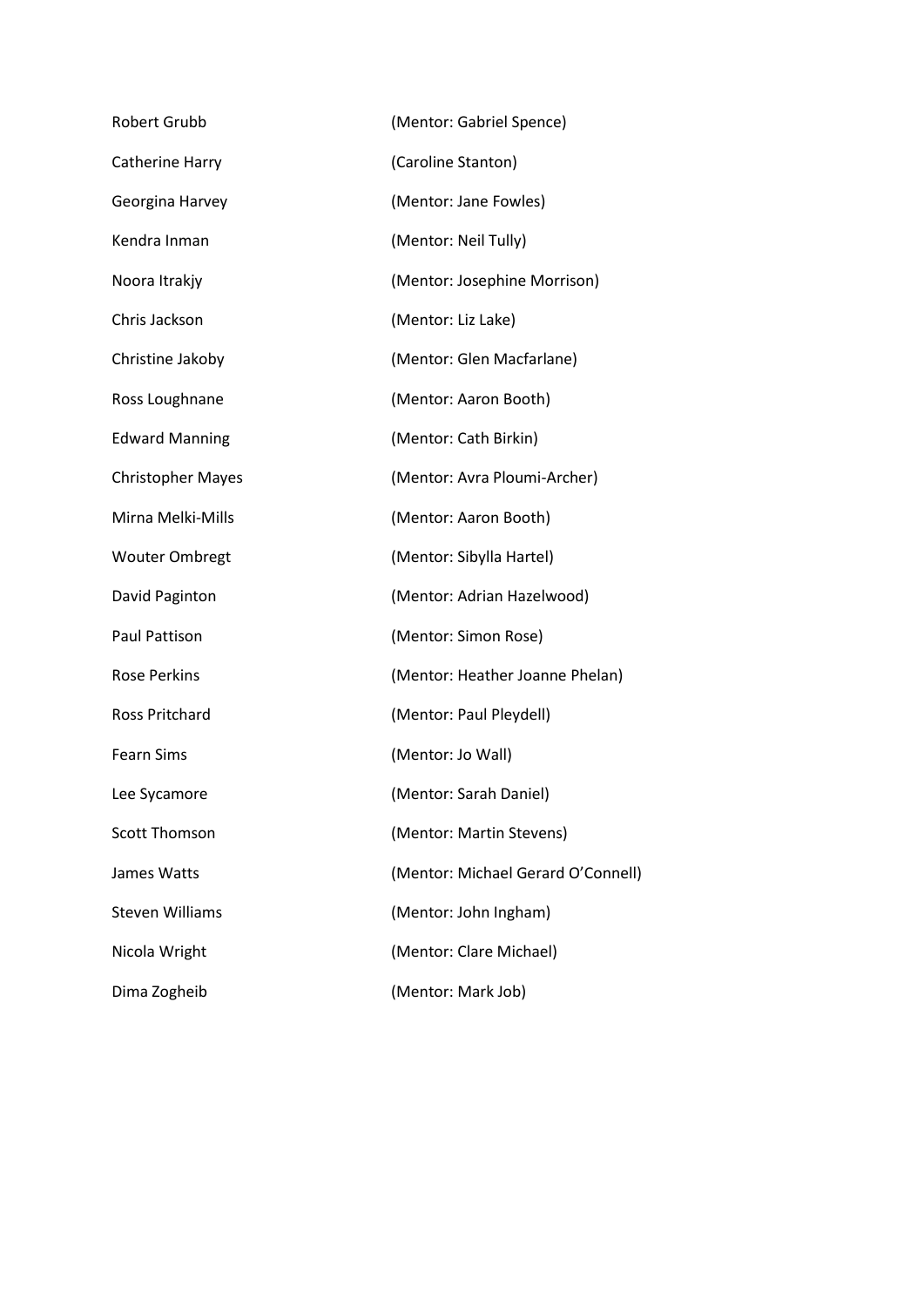| | |
|---|---|
| Robert Grubb | (Mentor: Gabriel Spence) |
| Catherine Harry | (Caroline Stanton) |
| Georgina Harvey | (Mentor: Jane Fowles) |
| Kendra Inman | (Mentor: Neil Tully) |
| Noora Itrakjy | (Mentor: Josephine Morrison) |
| Chris Jackson | (Mentor: Liz Lake) |
| Christine Jakoby | (Mentor: Glen Macfarlane) |
| Ross Loughnane | (Mentor: Aaron Booth) |
| Edward Manning | (Mentor: Cath Birkin) |
| Christopher Mayes | (Mentor: Avra Ploumi-Archer) |
| Mirna Melki-Mills | (Mentor: Aaron Booth) |
| Wouter Ombregt | (Mentor: Sibylla Hartel) |
| David Paginton | (Mentor: Adrian Hazelwood) |
| Paul Pattison | (Mentor: Simon Rose) |
| Rose Perkins | (Mentor: Heather Joanne Phelan) |
| Ross Pritchard | (Mentor: Paul Pleydell) |
| Fearn Sims | (Mentor: Jo Wall) |
| Lee Sycamore | (Mentor: Sarah Daniel) |
| Scott Thomson | (Mentor: Martin Stevens) |
| James Watts | (Mentor: Michael Gerard O'Connell) |
| Steven Williams | (Mentor: John Ingham) |
| Nicola Wright | (Mentor: Clare Michael) |
| Dima Zogheib | (Mentor: Mark Job) |